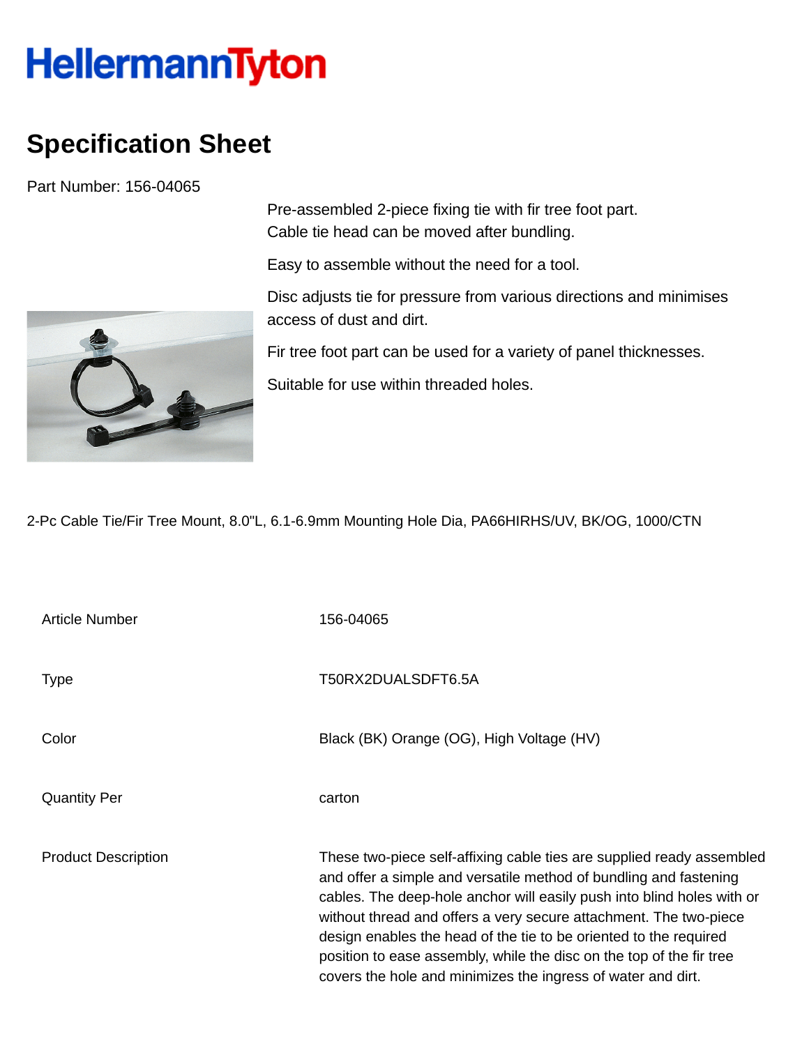HellermannTyton

# Specification Sheet

Part Number: 156-04065

Pre-assembled 2-piece fixing tie with fir tree foot part.
Cable tie head can be moved after bundling.

Easy to assemble without the need for a tool.

Disc adjusts tie for pressure from various directions and minimises access of dust and dirt.

Fir tree foot part can be used for a variety of panel thicknesses.

Suitable for use within threaded holes.

2-Pc Cable Tie/Fir Tree Mount, 8.0"L, 6.1-6.9mm Mounting Hole Dia, PA66HIRHS/UV, BK/OG, 1000/CTN

| | |
|---|---|
| Article Number | 156-04065 |
| Type | T50RX2DUALSDFT6.5A |
| Color | Black (BK) Orange (OG), High Voltage (HV) |
| Quantity Per | carton |
| Product Description | These two-piece self-affixing cable ties are supplied ready assembled and offer a simple and versatile method of bundling and fastening cables. The deep-hole anchor will easily push into blind holes with or without thread and offers a very secure attachment. The two-piece design enables the head of the tie to be oriented to the required position to ease assembly, while the disc on the top of the fir tree covers the hole and minimizes the ingress of water and dirt. |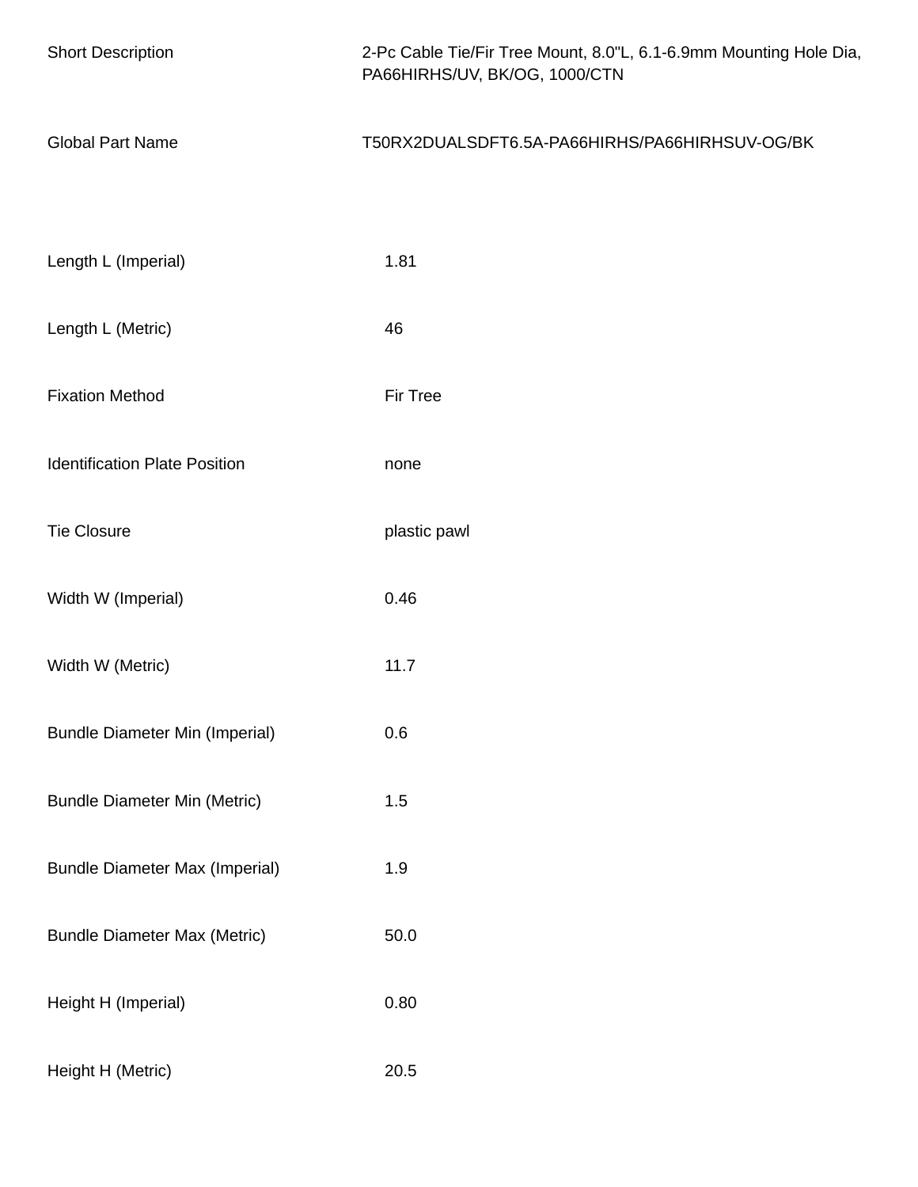| | |
|---|---|
| Short Description | 2-Pc Cable Tie/Fir Tree Mount, 8.0"L, 6.1-6.9mm Mounting Hole Dia, PA66HIRHS/UV, BK/OG, 1000/CTN |
| Global Part Name | T50RX2DUALSDFT6.5A-PA66HIRHS/PA66HIRHSUV-OG/BK |

| | |
|---|---|
| Length L (Imperial) | 1.81 |
| Length L (Metric) | 46 |
| Fixation Method | Fir Tree |
| Identification Plate Position | none |
| Tie Closure | plastic pawl |
| Width W (Imperial) | 0.46 |
| Width W (Metric) | 11.7 |
| Bundle Diameter Min (Imperial) | 0.6 |
| Bundle Diameter Min (Metric) | 1.5 |
| Bundle Diameter Max (Imperial) | 1.9 |
| Bundle Diameter Max (Metric) | 50.0 |
| Height H (Imperial) | 0.80 |
| Height H (Metric) | 20.5 |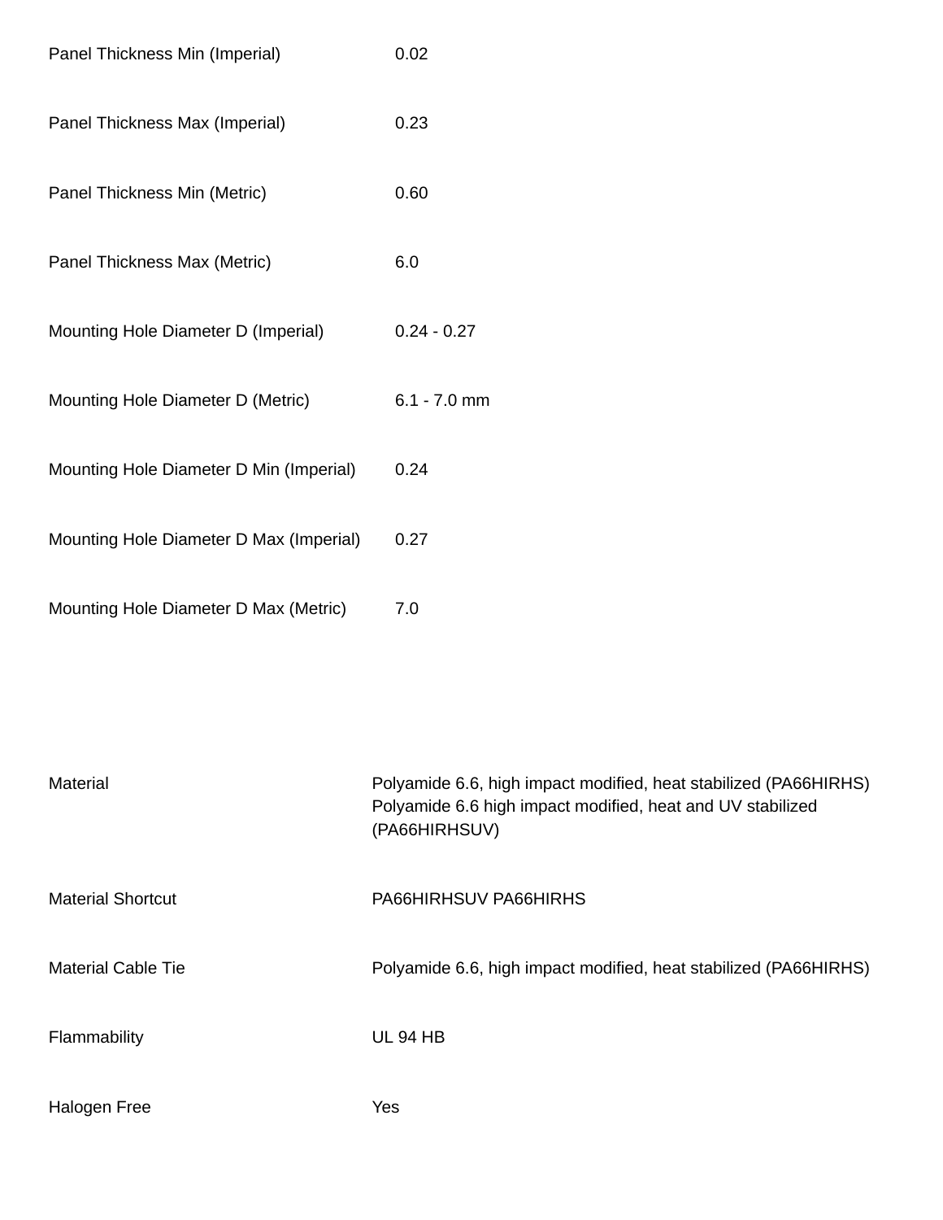| | |
|---|---|
| Panel Thickness Min (Imperial) | 0.02 |
| Panel Thickness Max (Imperial) | 0.23 |
| Panel Thickness Min (Metric) | 0.60 |
| Panel Thickness Max (Metric) | 6.0 |
| Mounting Hole Diameter D (Imperial) | 0.24 - 0.27 |
| Mounting Hole Diameter D (Metric) | 6.1 - 7.0 mm |
| Mounting Hole Diameter D Min (Imperial) | 0.24 |
| Mounting Hole Diameter D Max (Imperial) | 0.27 |
| Mounting Hole Diameter D Max (Metric) | 7.0 |

| | |
|---|---|
| Material | Polyamide 6.6, high impact modified, heat stabilized (PA66HIRHS) Polyamide 6.6 high impact modified, heat and UV stabilized (PA66HIRHSUV) |
| Material Shortcut | PA66HIRHSUV PA66HIRHS |
| Material Cable Tie | Polyamide 6.6, high impact modified, heat stabilized (PA66HIRHS) |
| Flammability | UL 94 HB |
| Halogen Free | Yes |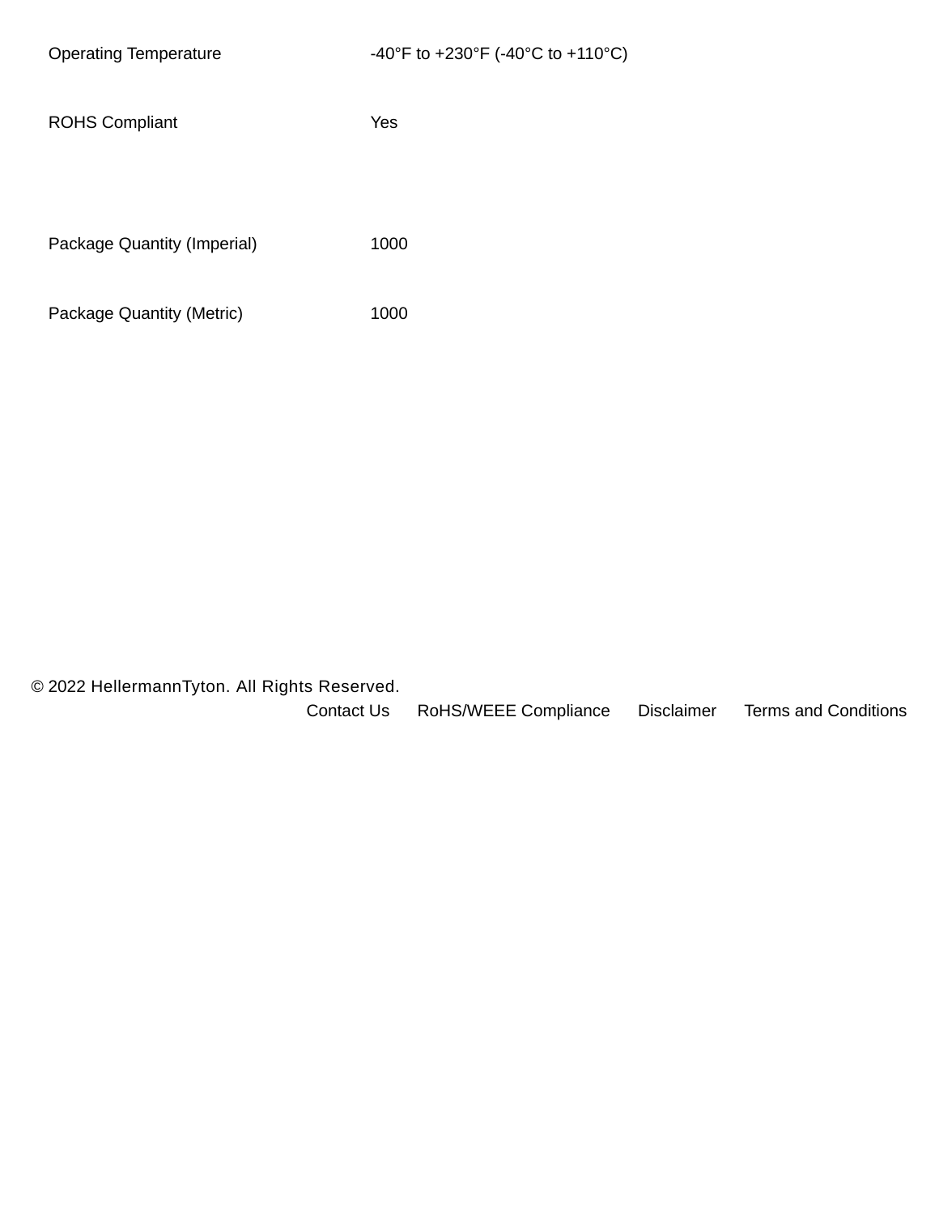| | |
|---|---|
| Operating Temperature | -40°F to +230°F (-40°C to +110°C) |
| ROHS Compliant | Yes |
| Package Quantity (Imperial) | 1000 |
| Package Quantity (Metric) | 1000 |

© 2022 HellermannTyton. All Rights Reserved.

Contact Us    RoHS/WEEE Compliance    Disclaimer    Terms and Conditions